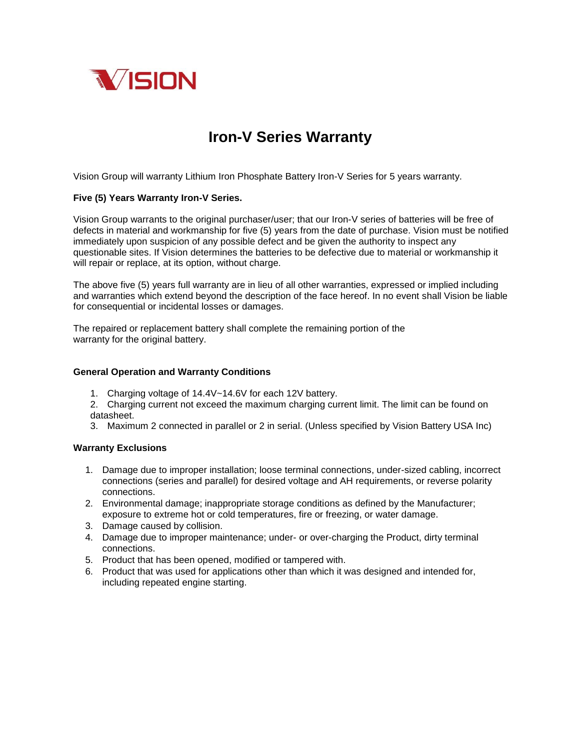VISION

# Iron-V Series Warranty

Vision Group will warranty Lithium Iron Phosphate Battery Iron-V Series for 5 years warranty.

**Five (5) Years Warranty Iron-V Series.**

Vision Group warrants to the original purchaser/user; that our Iron-V series of batteries will be free of defects in material and workmanship for five (5) years from the date of purchase. Vision must be notified immediately upon suspicion of any possible defect and be given the authority to inspect any questionable sites. If Vision determines the batteries to be defective due to material or workmanship it will repair or replace, at its option, without charge.

The above five (5) years full warranty are in lieu of all other warranties, expressed or implied including and warranties which extend beyond the description of the face hereof. In no event shall Vision be liable for consequential or incidental losses or damages.

The repaired or replacement battery shall complete the remaining portion of the warranty for the original battery.

**General Operation and Warranty Conditions**

1. Charging voltage of 14.4V~14.6V for each 12V battery.
2. Charging current not exceed the maximum charging current limit. The limit can be found on datasheet.
3. Maximum 2 connected in parallel or 2 in serial. (Unless specified by Vision Battery USA Inc)

**Warranty Exclusions**

1. Damage due to improper installation; loose terminal connections, under-sized cabling, incorrect connections (series and parallel) for desired voltage and AH requirements, or reverse polarity connections.
2. Environmental damage; inappropriate storage conditions as defined by the Manufacturer; exposure to extreme hot or cold temperatures, fire or freezing, or water damage.
3. Damage caused by collision.
4. Damage due to improper maintenance; under- or over-charging the Product, dirty terminal connections.
5. Product that has been opened, modified or tampered with.
6. Product that was used for applications other than which it was designed and intended for, including repeated engine starting.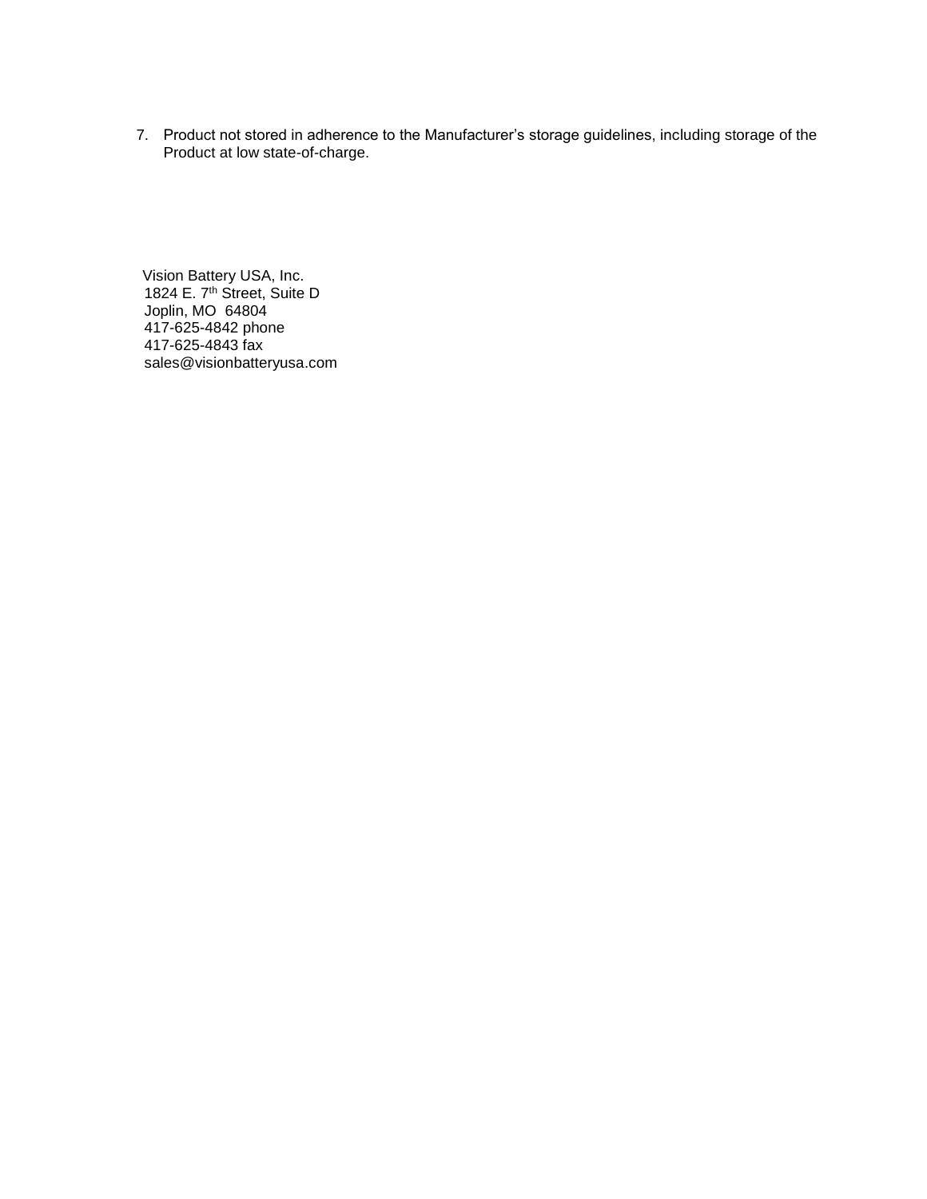7. Product not stored in adherence to the Manufacturer's storage guidelines, including storage of the Product at low state-of-charge.

Vision Battery USA, Inc.
1824 E. 7th Street, Suite D
Joplin, MO 64804
417-625-4842 phone
417-625-4843 fax
sales@visionbatteryusa.com